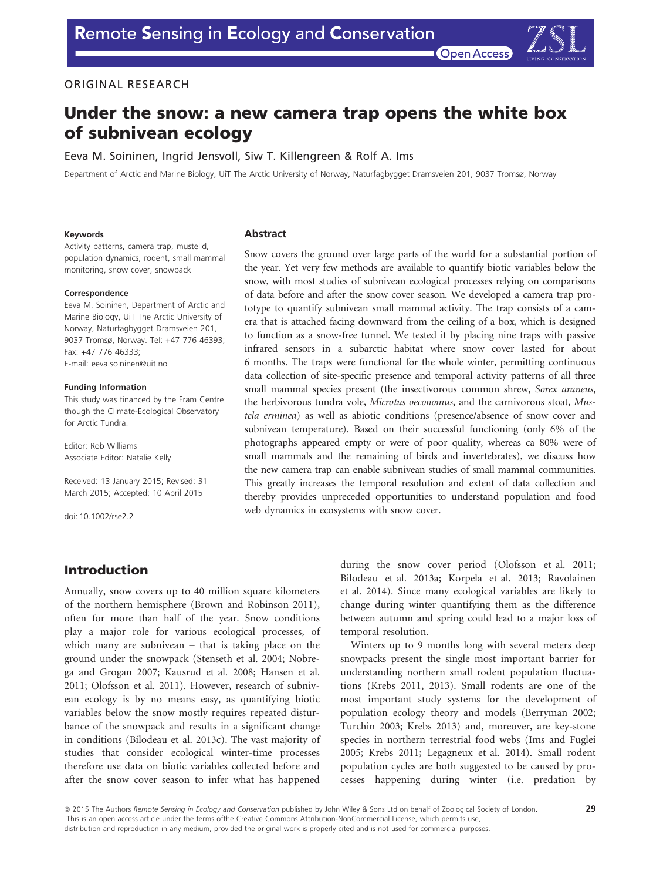ORIGINAL RESEARCH

# Under the snow: a new camera trap opens the white box of subnivean ecology

Eeva M. Soininen, Ingrid Jensvoll, Siw T. Killengreen & Rolf A. Ims

Department of Arctic and Marine Biology, UiT The Arctic University of Norway, Naturfagbygget Dramsveien 201, 9037 Tromsø, Norway

#### Keywords

Activity patterns, camera trap, mustelid, population dynamics, rodent, small mammal monitoring, snow cover, snowpack

#### Correspondence

Eeva M. Soininen, Department of Arctic and Marine Biology, UiT The Arctic University of Norway, Naturfagbygget Dramsveien 201, 9037 Tromsø, Norway. Tel: +47 776 46393; Fax: +47 776 46333; E-mail: eeva.soininen@uit.no

#### Funding Information

This study was financed by the Fram Centre though the Climate-Ecological Observatory for Arctic Tundra.

Editor: Rob Williams
Associate Editor: Natalie Kelly

Received: 13 January 2015; Revised: 31 March 2015; Accepted: 10 April 2015

doi: 10.1002/rse2.2

## Abstract

Snow covers the ground over large parts of the world for a substantial portion of the year. Yet very few methods are available to quantify biotic variables below the snow, with most studies of subnivean ecological processes relying on comparisons of data before and after the snow cover season. We developed a camera trap prototype to quantify subnivean small mammal activity. The trap consists of a camera that is attached facing downward from the ceiling of a box, which is designed to function as a snow-free tunnel. We tested it by placing nine traps with passive infrared sensors in a subarctic habitat where snow cover lasted for about 6 months. The traps were functional for the whole winter, permitting continuous data collection of site-specific presence and temporal activity patterns of all three small mammal species present (the insectivorous common shrew, *Sorex araneus*, the herbivorous tundra vole, *Microtus oeconomus*, and the carnivorous stoat, *Mustela erminea*) as well as abiotic conditions (presence/absence of snow cover and subnivean temperature). Based on their successful functioning (only 6% of the photographs appeared empty or were of poor quality, whereas ca 80% were of small mammals and the remaining of birds and invertebrates), we discuss how the new camera trap can enable subnivean studies of small mammal communities. This greatly increases the temporal resolution and extent of data collection and thereby provides unpreceded opportunities to understand population and food web dynamics in ecosystems with snow cover.

## Introduction

Annually, snow covers up to 40 million square kilometers of the northern hemisphere (Brown and Robinson 2011), often for more than half of the year. Snow conditions play a major role for various ecological processes, of which many are subnivean – that is taking place on the ground under the snowpack (Stenseth et al. 2004; Nobrega and Grogan 2007; Kausrud et al. 2008; Hansen et al. 2011; Olofsson et al. 2011). However, research of subnivean ecology is by no means easy, as quantifying biotic variables below the snow mostly requires repeated disturbance of the snowpack and results in a significant change in conditions (Bilodeau et al. 2013c). The vast majority of studies that consider ecological winter-time processes therefore use data on biotic variables collected before and after the snow cover season to infer what has happened during the snow cover period (Olofsson et al. 2011; Bilodeau et al. 2013a; Korpela et al. 2013; Ravolainen et al. 2014). Since many ecological variables are likely to change during winter quantifying them as the difference between autumn and spring could lead to a major loss of temporal resolution.

Winters up to 9 months long with several meters deep snowpacks present the single most important barrier for understanding northern small rodent population fluctuations (Krebs 2011, 2013). Small rodents are one of the most important study systems for the development of population ecology theory and models (Berryman 2002; Turchin 2003; Krebs 2013) and, moreover, are key-stone species in northern terrestrial food webs (Ims and Fuglei 2005; Krebs 2011; Legagneux et al. 2014). Small rodent population cycles are both suggested to be caused by processes happening during winter (i.e. predation by

© 2015 The Authors *Remote Sensing in Ecology and Conservation* published by John Wiley & Sons Ltd on behalf of Zoological Society of London. This is an open access article under the terms ofthe Creative Commons Attribution-NonCommercial License, which permits use, distribution and reproduction in any medium, provided the original work is properly cited and is not used for commercial purposes.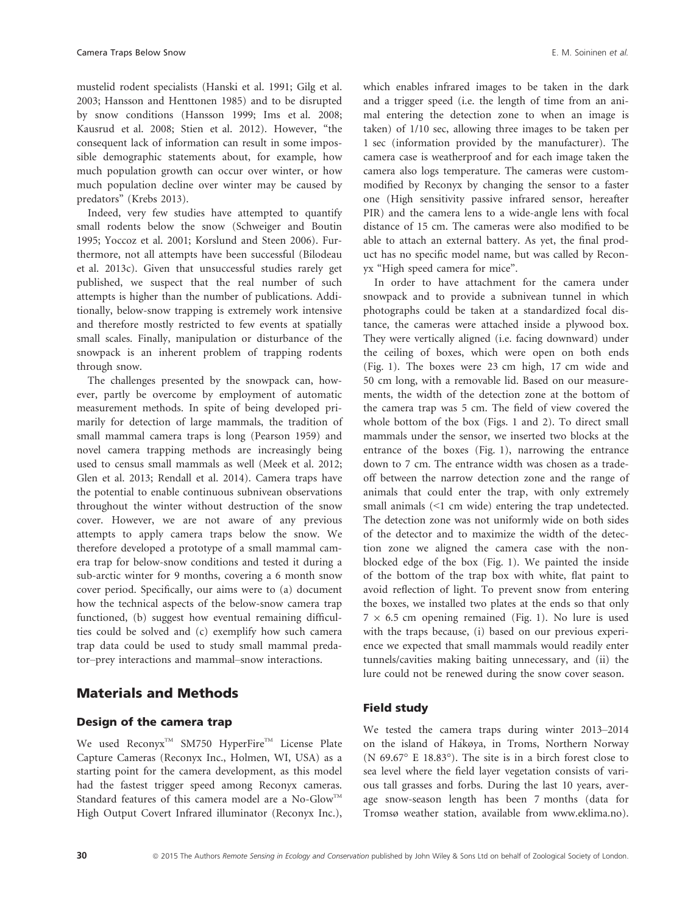mustelid rodent specialists (Hanski et al. 1991; Gilg et al. 2003; Hansson and Henttonen 1985) and to be disrupted by snow conditions (Hansson 1999; Ims et al. 2008; Kausrud et al. 2008; Stien et al. 2012). However, "the consequent lack of information can result in some impossible demographic statements about, for example, how much population growth can occur over winter, or how much population decline over winter may be caused by predators" (Krebs 2013).

Indeed, very few studies have attempted to quantify small rodents below the snow (Schweiger and Boutin 1995; Yoccoz et al. 2001; Korslund and Steen 2006). Furthermore, not all attempts have been successful (Bilodeau et al. 2013c). Given that unsuccessful studies rarely get published, we suspect that the real number of such attempts is higher than the number of publications. Additionally, below-snow trapping is extremely work intensive and therefore mostly restricted to few events at spatially small scales. Finally, manipulation or disturbance of the snowpack is an inherent problem of trapping rodents through snow.

The challenges presented by the snowpack can, however, partly be overcome by employment of automatic measurement methods. In spite of being developed primarily for detection of large mammals, the tradition of small mammal camera traps is long (Pearson 1959) and novel camera trapping methods are increasingly being used to census small mammals as well (Meek et al. 2012; Glen et al. 2013; Rendall et al. 2014). Camera traps have the potential to enable continuous subnivean observations throughout the winter without destruction of the snow cover. However, we are not aware of any previous attempts to apply camera traps below the snow. We therefore developed a prototype of a small mammal camera trap for below-snow conditions and tested it during a sub-arctic winter for 9 months, covering a 6 month snow cover period. Specifically, our aims were to (a) document how the technical aspects of the below-snow camera trap functioned, (b) suggest how eventual remaining difficulties could be solved and (c) exemplify how such camera trap data could be used to study small mammal predator–prey interactions and mammal–snow interactions.

## Materials and Methods

### Design of the camera trap

We used Reconyx™ SM750 HyperFire™ License Plate Capture Cameras (Reconyx Inc., Holmen, WI, USA) as a starting point for the camera development, as this model had the fastest trigger speed among Reconyx cameras. Standard features of this camera model are a No-Glow™ High Output Covert Infrared illuminator (Reconyx Inc.), which enables infrared images to be taken in the dark and a trigger speed (i.e. the length of time from an animal entering the detection zone to when an image is taken) of 1/10 sec, allowing three images to be taken per 1 sec (information provided by the manufacturer). The camera case is weatherproof and for each image taken the camera also logs temperature. The cameras were custom-modified by Reconyx by changing the sensor to a faster one (High sensitivity passive infrared sensor, hereafter PIR) and the camera lens to a wide-angle lens with focal distance of 15 cm. The cameras were also modified to be able to attach an external battery. As yet, the final product has no specific model name, but was called by Reconyx "High speed camera for mice".

In order to have attachment for the camera under snowpack and to provide a subnivean tunnel in which photographs could be taken at a standardized focal distance, the cameras were attached inside a plywood box. They were vertically aligned (i.e. facing downward) under the ceiling of boxes, which were open on both ends (Fig. 1). The boxes were 23 cm high, 17 cm wide and 50 cm long, with a removable lid. Based on our measurements, the width of the detection zone at the bottom of the camera trap was 5 cm. The field of view covered the whole bottom of the box (Figs. 1 and 2). To direct small mammals under the sensor, we inserted two blocks at the entrance of the boxes (Fig. 1), narrowing the entrance down to 7 cm. The entrance width was chosen as a trade-off between the narrow detection zone and the range of animals that could enter the trap, with only extremely small animals (<1 cm wide) entering the trap undetected. The detection zone was not uniformly wide on both sides of the detector and to maximize the width of the detection zone we aligned the camera case with the non-blocked edge of the box (Fig. 1). We painted the inside of the bottom of the trap box with white, flat paint to avoid reflection of light. To prevent snow from entering the boxes, we installed two plates at the ends so that only $7 \times 6.5$ cm opening remained (Fig. 1). No lure is used with the traps because, (i) based on our previous experience we expected that small mammals would readily enter tunnels/cavities making baiting unnecessary, and (ii) the lure could not be renewed during the snow cover season.

### Field study

We tested the camera traps during winter 2013–2014 on the island of Håkøya, in Troms, Northern Norway (N 69.67° E 18.83°). The site is in a birch forest close to sea level where the field layer vegetation consists of various tall grasses and forbs. During the last 10 years, average snow-season length has been 7 months (data for Tromsø weather station, available from www.eklima.no).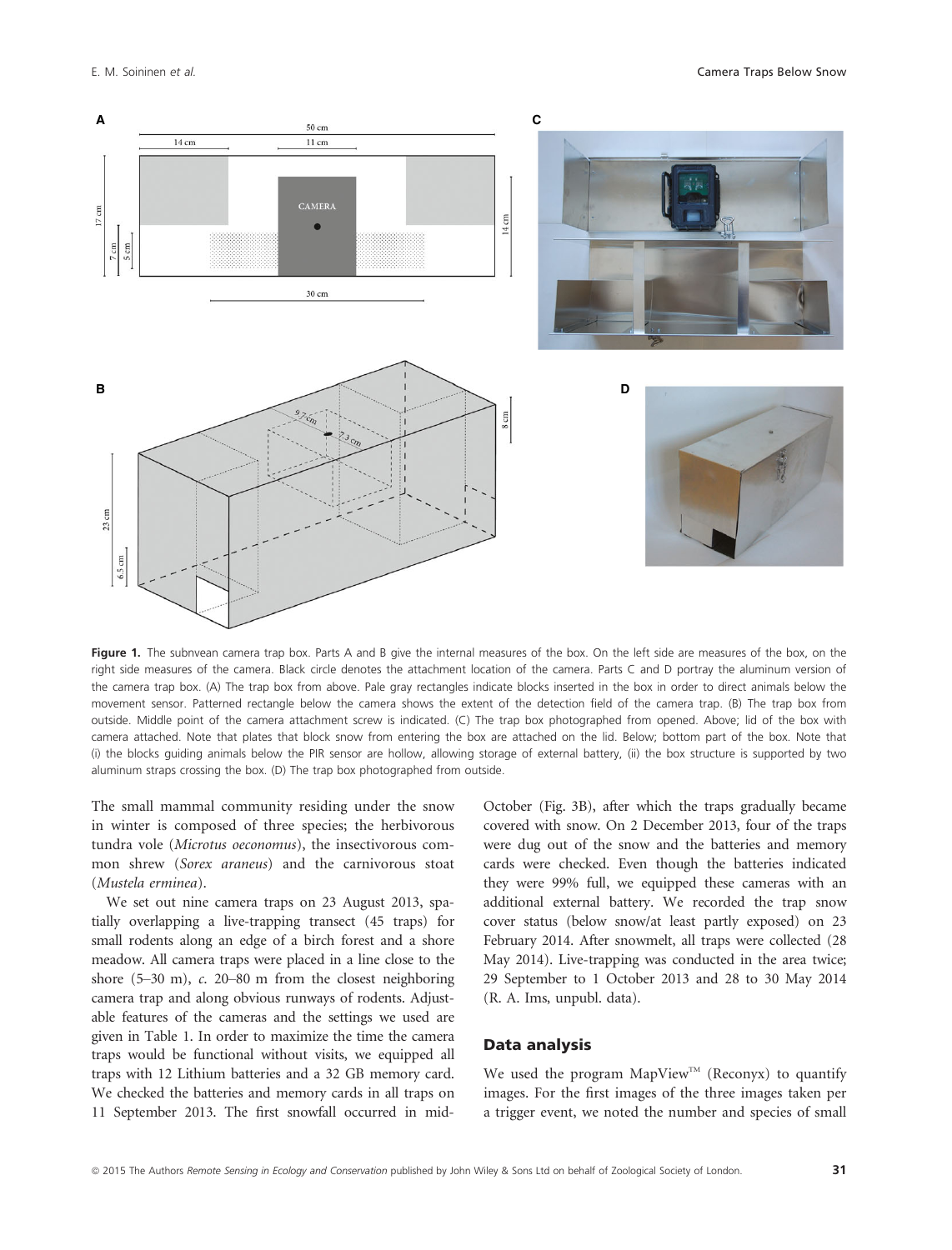Figure 1. The subnvean camera trap box. Parts A and B give the internal measures of the box. On the left side are measures of the box, on the right side measures of the camera. Black circle denotes the attachment location of the camera. Parts C and D portray the aluminum version of the camera trap box. (A) The trap box from above. Pale gray rectangles indicate blocks inserted in the box in order to direct animals below the movement sensor. Patterned rectangle below the camera shows the extent of the detection field of the camera trap. (B) The trap box from outside. Middle point of the camera attachment screw is indicated. (C) The trap box photographed from opened. Above; lid of the box with camera attached. Note that plates that block snow from entering the box are attached on the lid. Below; bottom part of the box. Note that (i) the blocks guiding animals below the PIR sensor are hollow, allowing storage of external battery, (ii) the box structure is supported by two aluminum straps crossing the box. (D) The trap box photographed from outside.

The small mammal community residing under the snow in winter is composed of three species; the herbivorous tundra vole (*Microtus oeconomus*), the insectivorous common shrew (*Sorex araneus*) and the carnivorous stoat (*Mustela erminea*).

We set out nine camera traps on 23 August 2013, spatially overlapping a live-trapping transect (45 traps) for small rodents along an edge of a birch forest and a shore meadow. All camera traps were placed in a line close to the shore (5–30 m), *c.* 20–80 m from the closest neighboring camera trap and along obvious runways of rodents. Adjustable features of the cameras and the settings we used are given in Table 1. In order to maximize the time the camera traps would be functional without visits, we equipped all traps with 12 Lithium batteries and a 32 GB memory card. We checked the batteries and memory cards in all traps on 11 September 2013. The first snowfall occurred in mid-October (Fig. 3B), after which the traps gradually became covered with snow. On 2 December 2013, four of the traps were dug out of the snow and the batteries and memory cards were checked. Even though the batteries indicated they were 99% full, we equipped these cameras with an additional external battery. We recorded the trap snow cover status (below snow/at least partly exposed) on 23 February 2014. After snowmelt, all traps were collected (28 May 2014). Live-trapping was conducted in the area twice; 29 September to 1 October 2013 and 28 to 30 May 2014 (R. A. Ims, unpubl. data).

## Data analysis

We used the program MapView™ (Reconyx) to quantify images. For the first images of the three images taken per a trigger event, we noted the number and species of small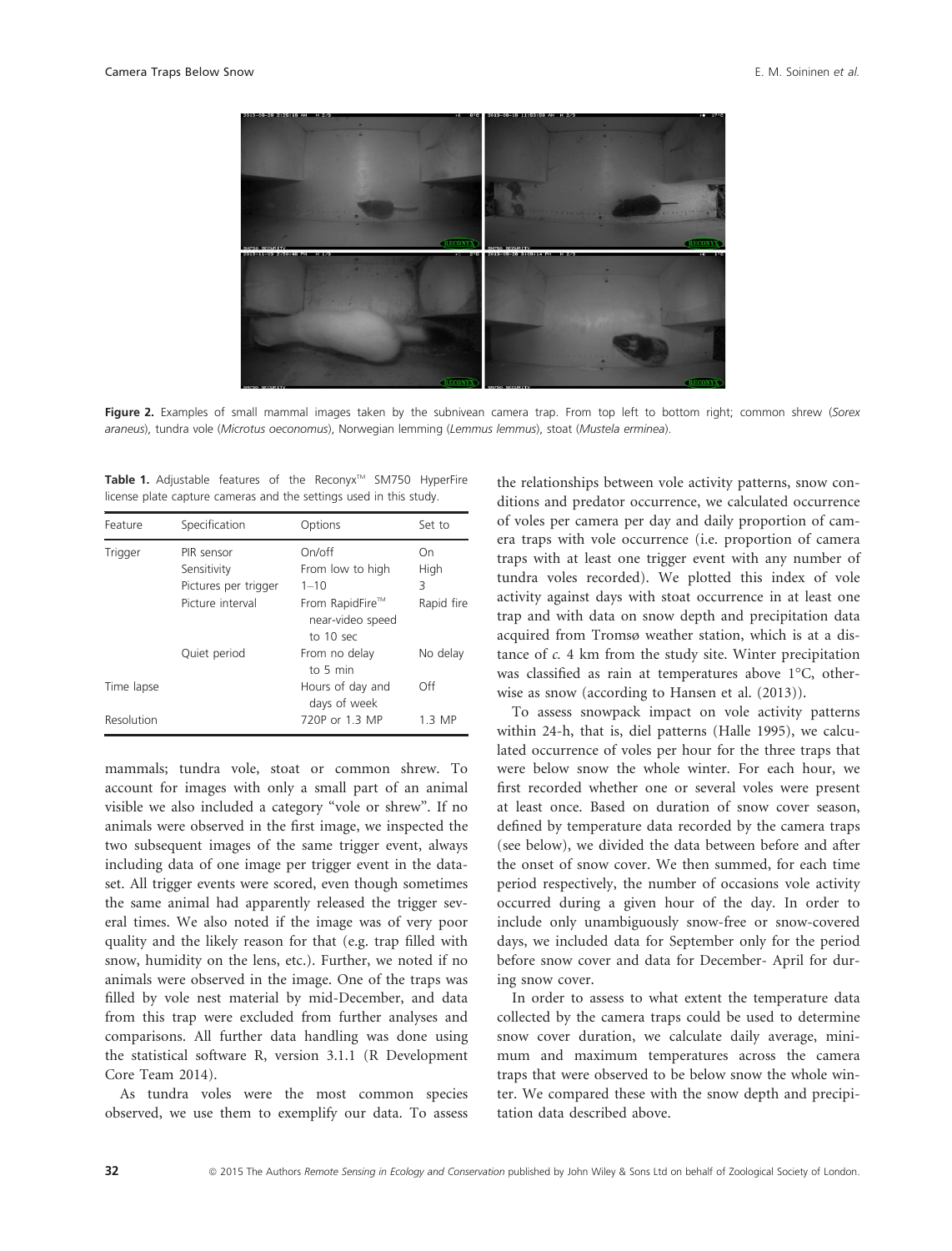**Figure 2.** Examples of small mammal images taken by the subnivean camera trap. From top left to bottom right; common shrew (*Sorex araneus*), tundra vole (*Microtus oeconomus*), Norwegian lemming (*Lemmus lemmus*), stoat (*Mustela erminea*).

**Table 1.** Adjustable features of the Reconyx™ SM750 HyperFire license plate capture cameras and the settings used in this study.

| Feature | Specification | Options | Set to |
|---|---|---|---|
| Trigger | PIR sensor | On/off | On |
| | Sensitivity | From low to high | High |
| | Pictures per trigger | 1–10 | 3 |
| | Picture interval | From RapidFire™ near-video speed to 10 sec | Rapid fire |
| | Quiet period | From no delay to 5 min | No delay |
| Time lapse | | Hours of day and days of week | Off |
| Resolution | | 720P or 1.3 MP | 1.3 MP |

mammals; tundra vole, stoat or common shrew. To account for images with only a small part of an animal visible we also included a category "vole or shrew". If no animals were observed in the first image, we inspected the two subsequent images of the same trigger event, always including data of one image per trigger event in the dataset. All trigger events were scored, even though sometimes the same animal had apparently released the trigger several times. We also noted if the image was of very poor quality and the likely reason for that (e.g. trap filled with snow, humidity on the lens, etc.). Further, we noted if no animals were observed in the image. One of the traps was filled by vole nest material by mid-December, and data from this trap were excluded from further analyses and comparisons. All further data handling was done using the statistical software R, version 3.1.1 (R Development Core Team 2014).

As tundra voles were the most common species observed, we use them to exemplify our data. To assess the relationships between vole activity patterns, snow conditions and predator occurrence, we calculated occurrence of voles per camera per day and daily proportion of camera traps with vole occurrence (i.e. proportion of camera traps with at least one trigger event with any number of tundra voles recorded). We plotted this index of vole activity against days with stoat occurrence in at least one trap and with data on snow depth and precipitation data acquired from Tromsø weather station, which is at a distance of *c.* 4 km from the study site. Winter precipitation was classified as rain at temperatures above 1°C, otherwise as snow (according to Hansen et al. (2013)).

To assess snowpack impact on vole activity patterns within 24-h, that is, diel patterns (Halle 1995), we calculated occurrence of voles per hour for the three traps that were below snow the whole winter. For each hour, we first recorded whether one or several voles were present at least once. Based on duration of snow cover season, defined by temperature data recorded by the camera traps (see below), we divided the data between before and after the onset of snow cover. We then summed, for each time period respectively, the number of occasions vole activity occurred during a given hour of the day. In order to include only unambiguously snow-free or snow-covered days, we included data for September only for the period before snow cover and data for December- April for during snow cover.

In order to assess to what extent the temperature data collected by the camera traps could be used to determine snow cover duration, we calculate daily average, minimum and maximum temperatures across the camera traps that were observed to be below snow the whole winter. We compared these with the snow depth and precipitation data described above.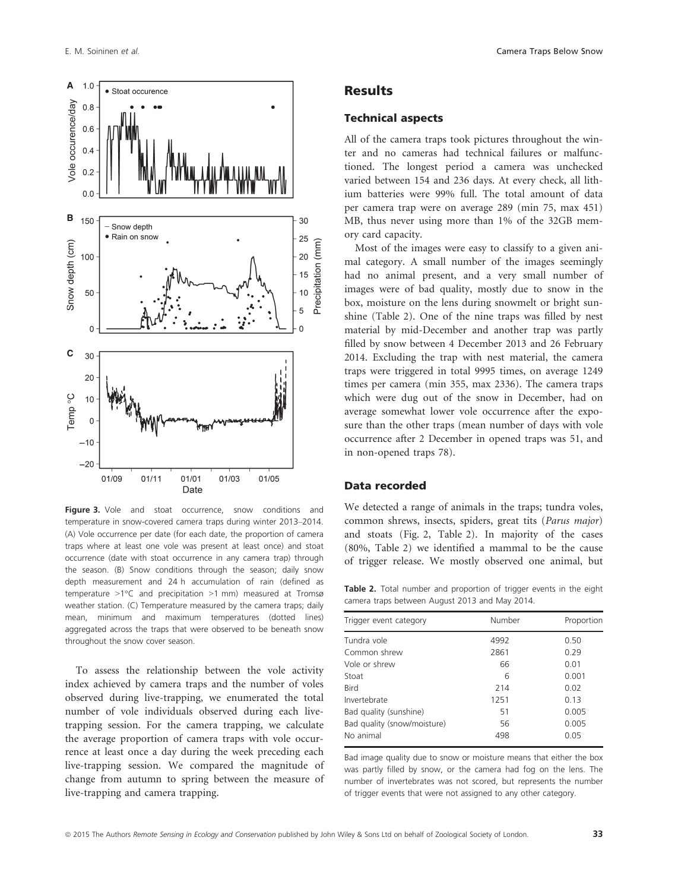Figure 3. Vole and stoat occurrence, snow conditions and temperature in snow-covered camera traps during winter 2013–2014. (A) Vole occurrence per date (for each date, the proportion of camera traps where at least one vole was present at least once) and stoat occurrence (date with stoat occurrence in any camera trap) through the season. (B) Snow conditions through the season; daily snow depth measurement and 24 h accumulation of rain (defined as temperature >1°C and precipitation >1 mm) measured at Tromsø weather station. (C) Temperature measured by the camera traps; daily mean, minimum and maximum temperatures (dotted lines) aggregated across the traps that were observed to be beneath snow throughout the snow cover season.

To assess the relationship between the vole activity index achieved by camera traps and the number of voles observed during live-trapping, we enumerated the total number of vole individuals observed during each live-trapping session. For the camera trapping, we calculate the average proportion of camera traps with vole occurrence at least once a day during the week preceding each live-trapping session. We compared the magnitude of change from autumn to spring between the measure of live-trapping and camera trapping.

## Results

### Technical aspects

All of the camera traps took pictures throughout the winter and no cameras had technical failures or malfunctioned. The longest period a camera was unchecked varied between 154 and 236 days. At every check, all lithium batteries were 99% full. The total amount of data per camera trap were on average 289 (min 75, max 451) MB, thus never using more than 1% of the 32GB memory card capacity.

Most of the images were easy to classify to a given animal category. A small number of the images seemingly had no animal present, and a very small number of images were of bad quality, mostly due to snow in the box, moisture on the lens during snowmelt or bright sunshine (Table 2). One of the nine traps was filled by nest material by mid-December and another trap was partly filled by snow between 4 December 2013 and 26 February 2014. Excluding the trap with nest material, the camera traps were triggered in total 9995 times, on average 1249 times per camera (min 355, max 2336). The camera traps which were dug out of the snow in December, had on average somewhat lower vole occurrence after the exposure than the other traps (mean number of days with vole occurrence after 2 December in opened traps was 51, and in non-opened traps 78).

### Data recorded

We detected a range of animals in the traps; tundra voles, common shrews, insects, spiders, great tits (*Parus major*) and stoats (Fig. 2, Table 2). In majority of the cases (80%, Table 2) we identified a mammal to be the cause of trigger release. We mostly observed one animal, but

**Table 2.** Total number and proportion of trigger events in the eight camera traps between August 2013 and May 2014.

| Trigger event category | Number | Proportion |
|---|---|---|
| Tundra vole | 4992 | 0.50 |
| Common shrew | 2861 | 0.29 |
| Vole or shrew | 66 | 0.01 |
| Stoat | 6 | 0.001 |
| Bird | 214 | 0.02 |
| Invertebrate | 1251 | 0.13 |
| Bad quality (sunshine) | 51 | 0.005 |
| Bad quality (snow/moisture) | 56 | 0.005 |
| No animal | 498 | 0.05 |

Bad image quality due to snow or moisture means that either the box was partly filled by snow, or the camera had fog on the lens. The number of invertebrates was not scored, but represents the number of trigger events that were not assigned to any other category.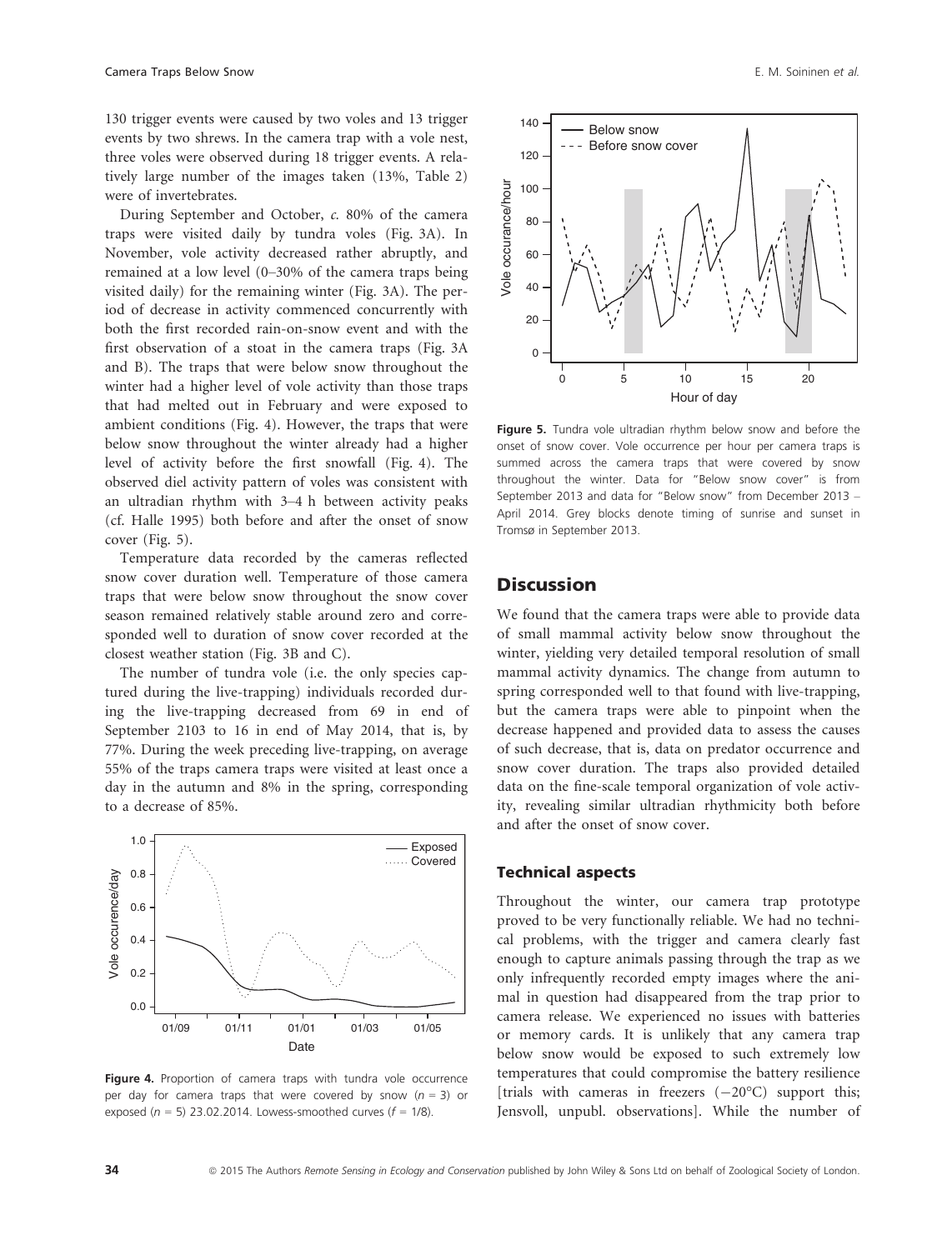130 trigger events were caused by two voles and 13 trigger events by two shrews. In the camera trap with a vole nest, three voles were observed during 18 trigger events. A relatively large number of the images taken (13%, Table 2) were of invertebrates.

During September and October, *c.* 80% of the camera traps were visited daily by tundra voles (Fig. 3A). In November, vole activity decreased rather abruptly, and remained at a low level (0–30% of the camera traps being visited daily) for the remaining winter (Fig. 3A). The period of decrease in activity commenced concurrently with both the first recorded rain-on-snow event and with the first observation of a stoat in the camera traps (Fig. 3A and B). The traps that were below snow throughout the winter had a higher level of vole activity than those traps that had melted out in February and were exposed to ambient conditions (Fig. 4). However, the traps that were below snow throughout the winter already had a higher level of activity before the first snowfall (Fig. 4). The observed diel activity pattern of voles was consistent with an ultradian rhythm with 3–4 h between activity peaks (cf. Halle 1995) both before and after the onset of snow cover (Fig. 5).

Temperature data recorded by the cameras reflected snow cover duration well. Temperature of those camera traps that were below snow throughout the snow cover season remained relatively stable around zero and corresponded well to duration of snow cover recorded at the closest weather station (Fig. 3B and C).

The number of tundra vole (i.e. the only species captured during the live-trapping) individuals recorded during the live-trapping decreased from 69 in end of September 2103 to 16 in end of May 2014, that is, by 77%. During the week preceding live-trapping, on average 55% of the traps camera traps were visited at least once a day in the autumn and 8% in the spring, corresponding to a decrease of 85%.

**Figure 4.** Proportion of camera traps with tundra vole occurrence per day for camera traps that were covered by snow ($n = 3$) or exposed ($n = 5$) 23.02.2014. Lowess-smoothed curves ($f = 1/8$).

**Figure 5.** Tundra vole ultradian rhythm below snow and before the onset of snow cover. Vole occurrence per hour per camera traps is summed across the camera traps that were covered by snow throughout the winter. Data for "Below snow cover" is from September 2013 and data for "Below snow" from December 2013 – April 2014. Grey blocks denote timing of sunrise and sunset in Tromsø in September 2013.

## Discussion

We found that the camera traps were able to provide data of small mammal activity below snow throughout the winter, yielding very detailed temporal resolution of small mammal activity dynamics. The change from autumn to spring corresponded well to that found with live-trapping, but the camera traps were able to pinpoint when the decrease happened and provided data to assess the causes of such decrease, that is, data on predator occurrence and snow cover duration. The traps also provided detailed data on the fine-scale temporal organization of vole activity, revealing similar ultradian rhythmicity both before and after the onset of snow cover.

### Technical aspects

Throughout the winter, our camera trap prototype proved to be very functionally reliable. We had no technical problems, with the trigger and camera clearly fast enough to capture animals passing through the trap as we only infrequently recorded empty images where the animal in question had disappeared from the trap prior to camera release. We experienced no issues with batteries or memory cards. It is unlikely that any camera trap below snow would be exposed to such extremely low temperatures that could compromise the battery resilience [trials with cameras in freezers (−20°C) support this; Jensvoll, unpubl. observations]. While the number of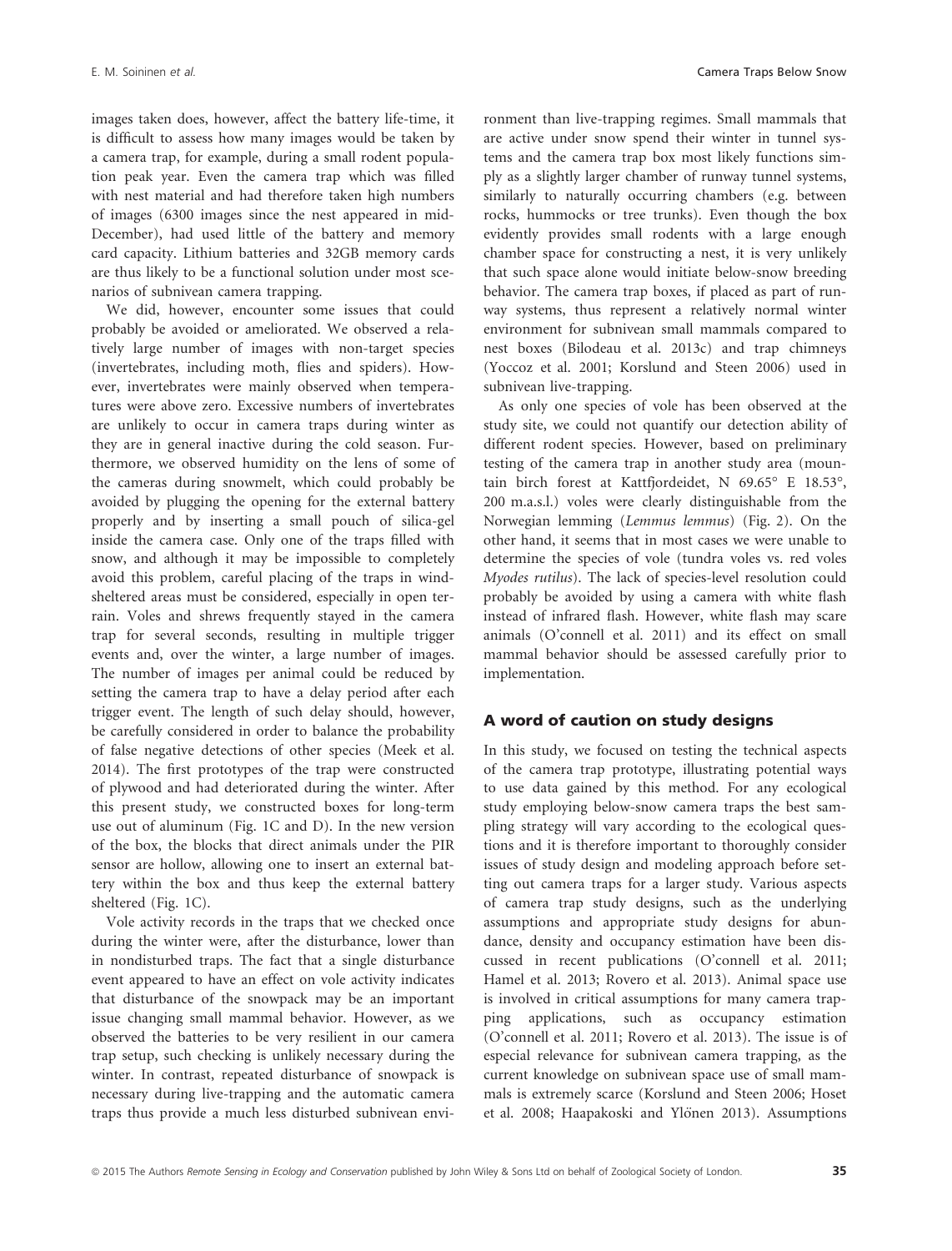images taken does, however, affect the battery life-time, it is difficult to assess how many images would be taken by a camera trap, for example, during a small rodent population peak year. Even the camera trap which was filled with nest material and had therefore taken high numbers of images (6300 images since the nest appeared in mid-December), had used little of the battery and memory card capacity. Lithium batteries and 32GB memory cards are thus likely to be a functional solution under most scenarios of subnivean camera trapping.

We did, however, encounter some issues that could probably be avoided or ameliorated. We observed a relatively large number of images with non-target species (invertebrates, including moth, flies and spiders). However, invertebrates were mainly observed when temperatures were above zero. Excessive numbers of invertebrates are unlikely to occur in camera traps during winter as they are in general inactive during the cold season. Furthermore, we observed humidity on the lens of some of the cameras during snowmelt, which could probably be avoided by plugging the opening for the external battery properly and by inserting a small pouch of silica-gel inside the camera case. Only one of the traps filled with snow, and although it may be impossible to completely avoid this problem, careful placing of the traps in wind-sheltered areas must be considered, especially in open terrain. Voles and shrews frequently stayed in the camera trap for several seconds, resulting in multiple trigger events and, over the winter, a large number of images. The number of images per animal could be reduced by setting the camera trap to have a delay period after each trigger event. The length of such delay should, however, be carefully considered in order to balance the probability of false negative detections of other species (Meek et al. 2014). The first prototypes of the trap were constructed of plywood and had deteriorated during the winter. After this present study, we constructed boxes for long-term use out of aluminum (Fig. 1C and D). In the new version of the box, the blocks that direct animals under the PIR sensor are hollow, allowing one to insert an external battery within the box and thus keep the external battery sheltered (Fig. 1C).

Vole activity records in the traps that we checked once during the winter were, after the disturbance, lower than in nondisturbed traps. The fact that a single disturbance event appeared to have an effect on vole activity indicates that disturbance of the snowpack may be an important issue changing small mammal behavior. However, as we observed the batteries to be very resilient in our camera trap setup, such checking is unlikely necessary during the winter. In contrast, repeated disturbance of snowpack is necessary during live-trapping and the automatic camera traps thus provide a much less disturbed subnivean environment than live-trapping regimes. Small mammals that are active under snow spend their winter in tunnel systems and the camera trap box most likely functions simply as a slightly larger chamber of runway tunnel systems, similarly to naturally occurring chambers (e.g. between rocks, hummocks or tree trunks). Even though the box evidently provides small rodents with a large enough chamber space for constructing a nest, it is very unlikely that such space alone would initiate below-snow breeding behavior. The camera trap boxes, if placed as part of runway systems, thus represent a relatively normal winter environment for subnivean small mammals compared to nest boxes (Bilodeau et al. 2013c) and trap chimneys (Yoccoz et al. 2001; Korslund and Steen 2006) used in subnivean live-trapping.

As only one species of vole has been observed at the study site, we could not quantify our detection ability of different rodent species. However, based on preliminary testing of the camera trap in another study area (mountain birch forest at Kattfjordeidet, N 69.65° E 18.53°, 200 m.a.s.l.) voles were clearly distinguishable from the Norwegian lemming (*Lemmus lemmus*) (Fig. 2). On the other hand, it seems that in most cases we were unable to determine the species of vole (tundra voles vs. red voles *Myodes rutilus*). The lack of species-level resolution could probably be avoided by using a camera with white flash instead of infrared flash. However, white flash may scare animals (O'connell et al. 2011) and its effect on small mammal behavior should be assessed carefully prior to implementation.

## A word of caution on study designs

In this study, we focused on testing the technical aspects of the camera trap prototype, illustrating potential ways to use data gained by this method. For any ecological study employing below-snow camera traps the best sampling strategy will vary according to the ecological questions and it is therefore important to thoroughly consider issues of study design and modeling approach before setting out camera traps for a larger study. Various aspects of camera trap study designs, such as the underlying assumptions and appropriate study designs for abundance, density and occupancy estimation have been discussed in recent publications (O'connell et al. 2011; Hamel et al. 2013; Rovero et al. 2013). Animal space use is involved in critical assumptions for many camera trapping applications, such as occupancy estimation (O'connell et al. 2011; Rovero et al. 2013). The issue is of especial relevance for subnivean camera trapping, as the current knowledge on subnivean space use of small mammals is extremely scarce (Korslund and Steen 2006; Hoset et al. 2008; Haapakoski and Ylönen 2013). Assumptions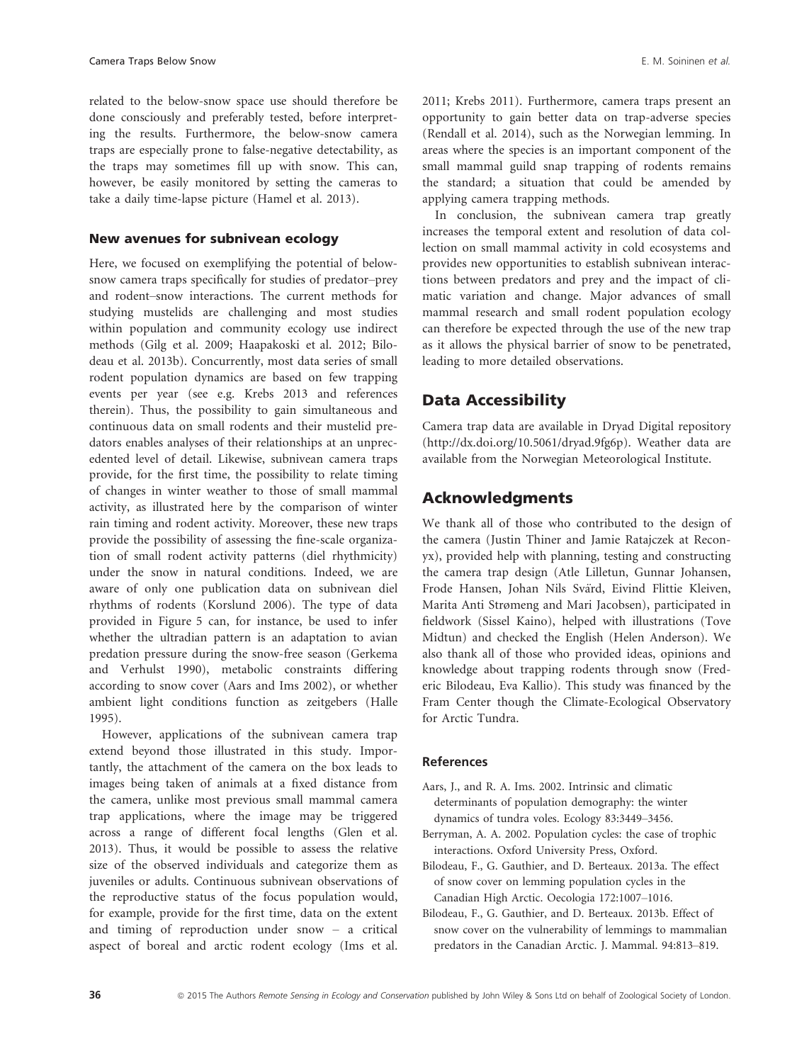related to the below-snow space use should therefore be done consciously and preferably tested, before interpreting the results. Furthermore, the below-snow camera traps are especially prone to false-negative detectability, as the traps may sometimes fill up with snow. This can, however, be easily monitored by setting the cameras to take a daily time-lapse picture (Hamel et al. 2013).

### New avenues for subnivean ecology

Here, we focused on exemplifying the potential of below-snow camera traps specifically for studies of predator–prey and rodent–snow interactions. The current methods for studying mustelids are challenging and most studies within population and community ecology use indirect methods (Gilg et al. 2009; Haapakoski et al. 2012; Bilodeau et al. 2013b). Concurrently, most data series of small rodent population dynamics are based on few trapping events per year (see e.g. Krebs 2013 and references therein). Thus, the possibility to gain simultaneous and continuous data on small rodents and their mustelid predators enables analyses of their relationships at an unprecedented level of detail. Likewise, subnivean camera traps provide, for the first time, the possibility to relate timing of changes in winter weather to those of small mammal activity, as illustrated here by the comparison of winter rain timing and rodent activity. Moreover, these new traps provide the possibility of assessing the fine-scale organization of small rodent activity patterns (diel rhythmicity) under the snow in natural conditions. Indeed, we are aware of only one publication data on subnivean diel rhythms of rodents (Korslund 2006). The type of data provided in Figure 5 can, for instance, be used to infer whether the ultradian pattern is an adaptation to avian predation pressure during the snow-free season (Gerkema and Verhulst 1990), metabolic constraints differing according to snow cover (Aars and Ims 2002), or whether ambient light conditions function as zeitgebers (Halle 1995).

However, applications of the subnivean camera trap extend beyond those illustrated in this study. Importantly, the attachment of the camera on the box leads to images being taken of animals at a fixed distance from the camera, unlike most previous small mammal camera trap applications, where the image may be triggered across a range of different focal lengths (Glen et al. 2013). Thus, it would be possible to assess the relative size of the observed individuals and categorize them as juveniles or adults. Continuous subnivean observations of the reproductive status of the focus population would, for example, provide for the first time, data on the extent and timing of reproduction under snow – a critical aspect of boreal and arctic rodent ecology (Ims et al. 2011; Krebs 2011). Furthermore, camera traps present an opportunity to gain better data on trap-adverse species (Rendall et al. 2014), such as the Norwegian lemming. In areas where the species is an important component of the small mammal guild snap trapping of rodents remains the standard; a situation that could be amended by applying camera trapping methods.

In conclusion, the subnivean camera trap greatly increases the temporal extent and resolution of data collection on small mammal activity in cold ecosystems and provides new opportunities to establish subnivean interactions between predators and prey and the impact of climatic variation and change. Major advances of small mammal research and small rodent population ecology can therefore be expected through the use of the new trap as it allows the physical barrier of snow to be penetrated, leading to more detailed observations.

## Data Accessibility

Camera trap data are available in Dryad Digital repository (http://dx.doi.org/10.5061/dryad.9fg6p). Weather data are available from the Norwegian Meteorological Institute.

## Acknowledgments

We thank all of those who contributed to the design of the camera (Justin Thiner and Jamie Ratajczek at Reconyx), provided help with planning, testing and constructing the camera trap design (Atle Lilletun, Gunnar Johansen, Frode Hansen, Johan Nils Svärd, Eivind Flittie Kleiven, Marita Anti Strømeng and Mari Jacobsen), participated in fieldwork (Sissel Kaino), helped with illustrations (Tove Midtun) and checked the English (Helen Anderson). We also thank all of those who provided ideas, opinions and knowledge about trapping rodents through snow (Frederic Bilodeau, Eva Kallio). This study was financed by the Fram Center though the Climate-Ecological Observatory for Arctic Tundra.

### References

Aars, J., and R. A. Ims. 2002. Intrinsic and climatic determinants of population demography: the winter dynamics of tundra voles. Ecology 83:3449–3456.

Berryman, A. A. 2002. Population cycles: the case of trophic interactions. Oxford University Press, Oxford.

Bilodeau, F., G. Gauthier, and D. Berteaux. 2013a. The effect of snow cover on lemming population cycles in the Canadian High Arctic. Oecologia 172:1007–1016.

Bilodeau, F., G. Gauthier, and D. Berteaux. 2013b. Effect of snow cover on the vulnerability of lemmings to mammalian predators in the Canadian Arctic. J. Mammal. 94:813–819.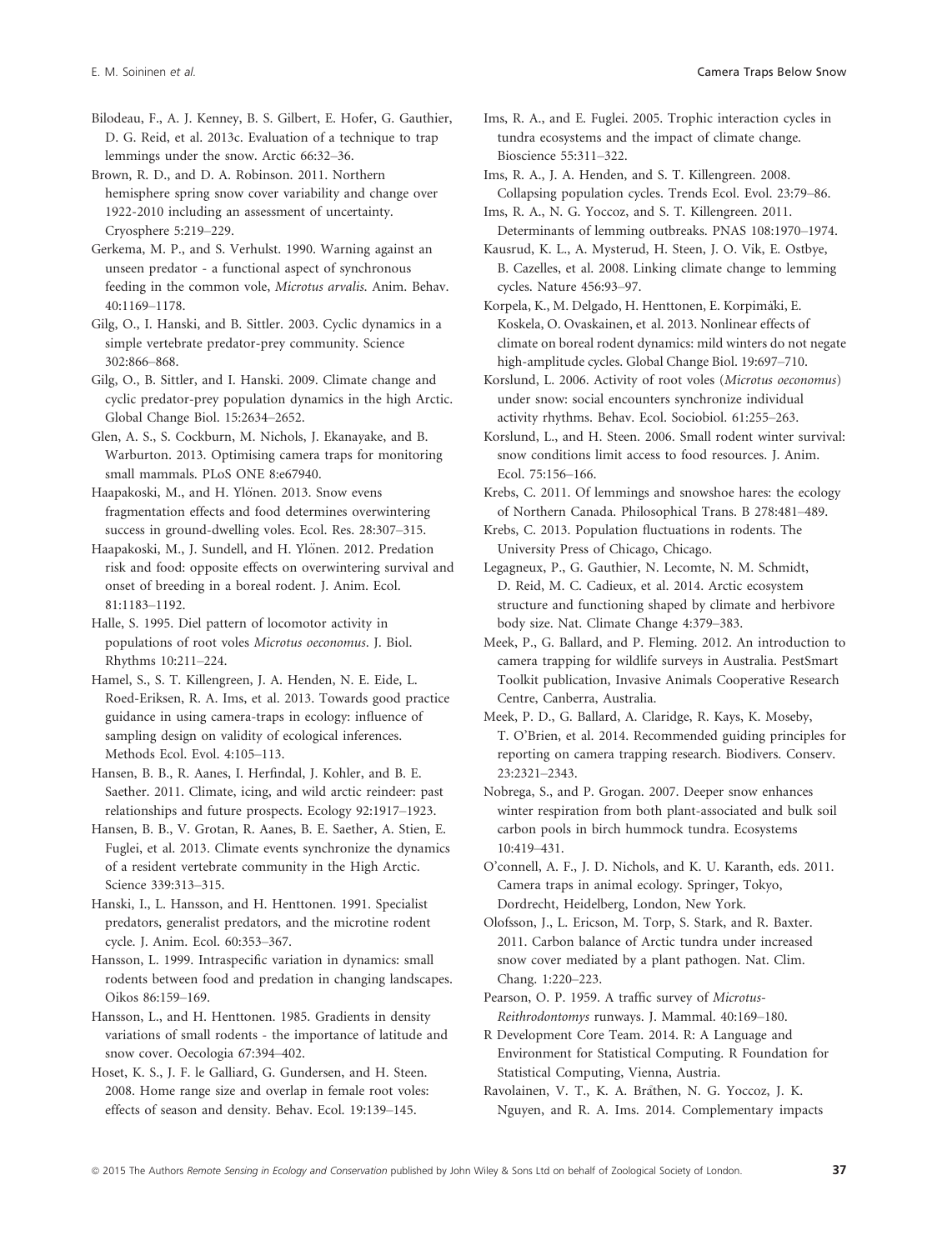Bilodeau, F., A. J. Kenney, B. S. Gilbert, E. Hofer, G. Gauthier, D. G. Reid, et al. 2013c. Evaluation of a technique to trap lemmings under the snow. Arctic 66:32–36.

Brown, R. D., and D. A. Robinson. 2011. Northern hemisphere spring snow cover variability and change over 1922-2010 including an assessment of uncertainty. Cryosphere 5:219–229.

Gerkema, M. P., and S. Verhulst. 1990. Warning against an unseen predator - a functional aspect of synchronous feeding in the common vole, *Microtus arvalis*. Anim. Behav. 40:1169–1178.

Gilg, O., I. Hanski, and B. Sittler. 2003. Cyclic dynamics in a simple vertebrate predator-prey community. Science 302:866–868.

Gilg, O., B. Sittler, and I. Hanski. 2009. Climate change and cyclic predator-prey population dynamics in the high Arctic. Global Change Biol. 15:2634–2652.

Glen, A. S., S. Cockburn, M. Nichols, J. Ekanayake, and B. Warburton. 2013. Optimising camera traps for monitoring small mammals. PLoS ONE 8:e67940.

Haapakoski, M., and H. Ylönen. 2013. Snow evens fragmentation effects and food determines overwintering success in ground-dwelling voles. Ecol. Res. 28:307–315.

Haapakoski, M., J. Sundell, and H. Ylönen. 2012. Predation risk and food: opposite effects on overwintering survival and onset of breeding in a boreal rodent. J. Anim. Ecol. 81:1183–1192.

Halle, S. 1995. Diel pattern of locomotor activity in populations of root voles *Microtus oeconomus*. J. Biol. Rhythms 10:211–224.

Hamel, S., S. T. Killengreen, J. A. Henden, N. E. Eide, L. Roed-Eriksen, R. A. Ims, et al. 2013. Towards good practice guidance in using camera-traps in ecology: influence of sampling design on validity of ecological inferences. Methods Ecol. Evol. 4:105–113.

Hansen, B. B., R. Aanes, I. Herfindal, J. Kohler, and B. E. Saether. 2011. Climate, icing, and wild arctic reindeer: past relationships and future prospects. Ecology 92:1917–1923.

Hansen, B. B., V. Grotan, R. Aanes, B. E. Saether, A. Stien, E. Fuglei, et al. 2013. Climate events synchronize the dynamics of a resident vertebrate community in the High Arctic. Science 339:313–315.

Hanski, I., L. Hansson, and H. Henttonen. 1991. Specialist predators, generalist predators, and the microtine rodent cycle. J. Anim. Ecol. 60:353–367.

Hansson, L. 1999. Intraspecific variation in dynamics: small rodents between food and predation in changing landscapes. Oikos 86:159–169.

Hansson, L., and H. Henttonen. 1985. Gradients in density variations of small rodents - the importance of latitude and snow cover. Oecologia 67:394–402.

Hoset, K. S., J. F. le Galliard, G. Gundersen, and H. Steen. 2008. Home range size and overlap in female root voles: effects of season and density. Behav. Ecol. 19:139–145.

Ims, R. A., and E. Fuglei. 2005. Trophic interaction cycles in tundra ecosystems and the impact of climate change. Bioscience 55:311–322.

Ims, R. A., J. A. Henden, and S. T. Killengreen. 2008. Collapsing population cycles. Trends Ecol. Evol. 23:79–86.

Ims, R. A., N. G. Yoccoz, and S. T. Killengreen. 2011. Determinants of lemming outbreaks. PNAS 108:1970–1974.

Kausrud, K. L., A. Mysterud, H. Steen, J. O. Vik, E. Ostbye, B. Cazelles, et al. 2008. Linking climate change to lemming cycles. Nature 456:93–97.

Korpela, K., M. Delgado, H. Henttonen, E. Korpimäki, E. Koskela, O. Ovaskainen, et al. 2013. Nonlinear effects of climate on boreal rodent dynamics: mild winters do not negate high-amplitude cycles. Global Change Biol. 19:697–710.

Korslund, L. 2006. Activity of root voles (*Microtus oeconomus*) under snow: social encounters synchronize individual activity rhythms. Behav. Ecol. Sociobiol. 61:255–263.

Korslund, L., and H. Steen. 2006. Small rodent winter survival: snow conditions limit access to food resources. J. Anim. Ecol. 75:156–166.

Krebs, C. 2011. Of lemmings and snowshoe hares: the ecology of Northern Canada. Philosophical Trans. B 278:481–489.

Krebs, C. 2013. Population fluctuations in rodents. The University Press of Chicago, Chicago.

Legagneux, P., G. Gauthier, N. Lecomte, N. M. Schmidt, D. Reid, M. C. Cadieux, et al. 2014. Arctic ecosystem structure and functioning shaped by climate and herbivore body size. Nat. Climate Change 4:379–383.

Meek, P., G. Ballard, and P. Fleming. 2012. An introduction to camera trapping for wildlife surveys in Australia. PestSmart Toolkit publication, Invasive Animals Cooperative Research Centre, Canberra, Australia.

Meek, P. D., G. Ballard, A. Claridge, R. Kays, K. Moseby, T. O'Brien, et al. 2014. Recommended guiding principles for reporting on camera trapping research. Biodivers. Conserv. 23:2321–2343.

Nobrega, S., and P. Grogan. 2007. Deeper snow enhances winter respiration from both plant-associated and bulk soil carbon pools in birch hummock tundra. Ecosystems 10:419–431.

O'connell, A. F., J. D. Nichols, and K. U. Karanth, eds. 2011. Camera traps in animal ecology. Springer, Tokyo, Dordrecht, Heidelberg, London, New York.

Olofsson, J., L. Ericson, M. Torp, S. Stark, and R. Baxter. 2011. Carbon balance of Arctic tundra under increased snow cover mediated by a plant pathogen. Nat. Clim. Chang. 1:220–223.

Pearson, O. P. 1959. A traffic survey of *Microtus-Reithrodontomys* runways. J. Mammal. 40:169–180.

R Development Core Team. 2014. R: A Language and Environment for Statistical Computing. R Foundation for Statistical Computing, Vienna, Austria.

Ravolainen, V. T., K. A. Bråthen, N. G. Yoccoz, J. K. Nguyen, and R. A. Ims. 2014. Complementary impacts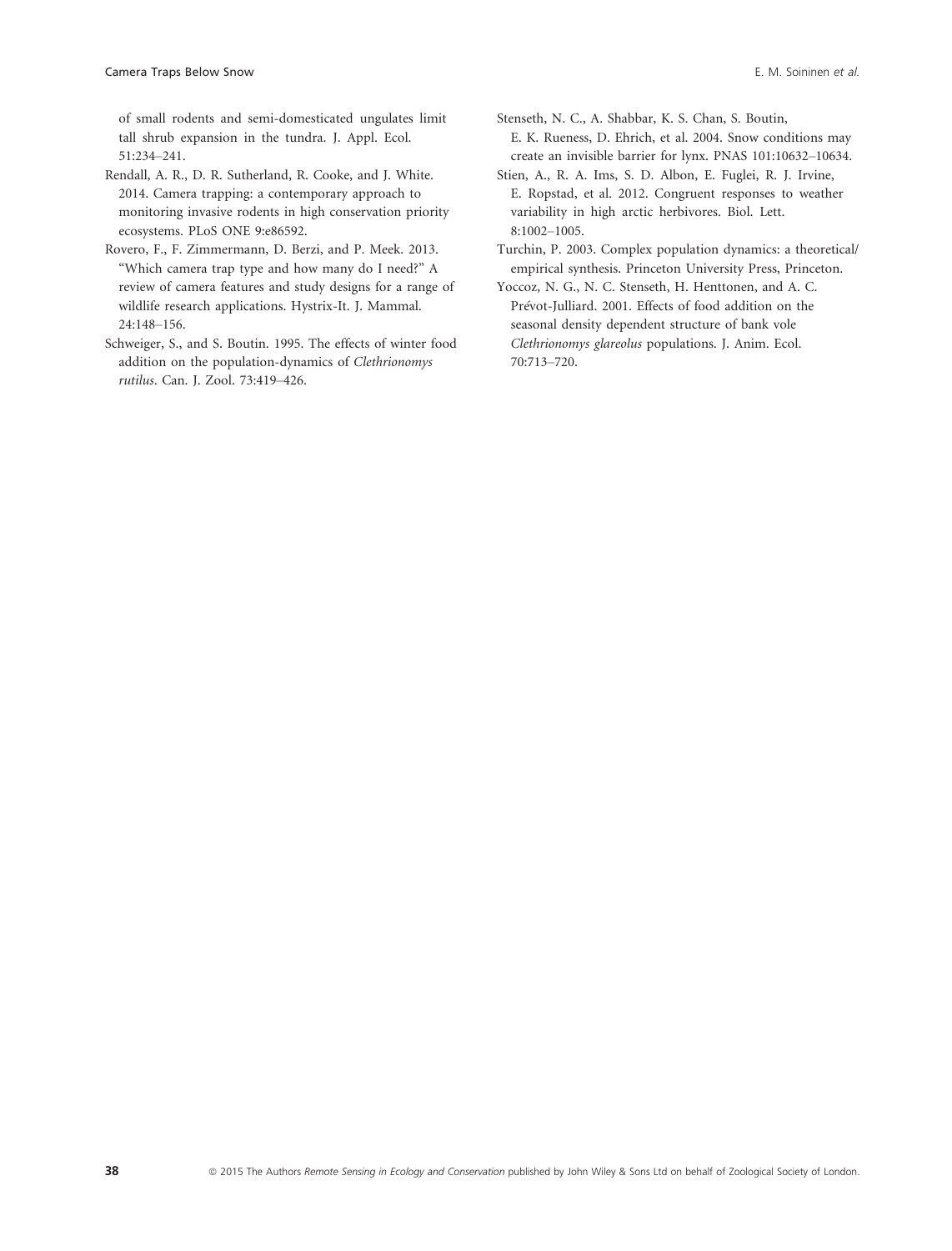of small rodents and semi-domesticated ungulates limit tall shrub expansion in the tundra. J. Appl. Ecol. 51:234–241.

Rendall, A. R., D. R. Sutherland, R. Cooke, and J. White. 2014. Camera trapping: a contemporary approach to monitoring invasive rodents in high conservation priority ecosystems. PLoS ONE 9:e86592.

Rovero, F., F. Zimmermann, D. Berzi, and P. Meek. 2013. "Which camera trap type and how many do I need?" A review of camera features and study designs for a range of wildlife research applications. Hystrix-It. J. Mammal. 24:148–156.

Schweiger, S., and S. Boutin. 1995. The effects of winter food addition on the population-dynamics of *Clethrionomys rutilus*. Can. J. Zool. 73:419–426.

Stenseth, N. C., A. Shabbar, K. S. Chan, S. Boutin, E. K. Rueness, D. Ehrich, et al. 2004. Snow conditions may create an invisible barrier for lynx. PNAS 101:10632–10634.

Stien, A., R. A. Ims, S. D. Albon, E. Fuglei, R. J. Irvine, E. Ropstad, et al. 2012. Congruent responses to weather variability in high arctic herbivores. Biol. Lett. 8:1002–1005.

Turchin, P. 2003. Complex population dynamics: a theoretical/empirical synthesis. Princeton University Press, Princeton.

Yoccoz, N. G., N. C. Stenseth, H. Henttonen, and A. C. Prévot-Julliard. 2001. Effects of food addition on the seasonal density dependent structure of bank vole *Clethrionomys glareolus* populations. J. Anim. Ecol. 70:713–720.